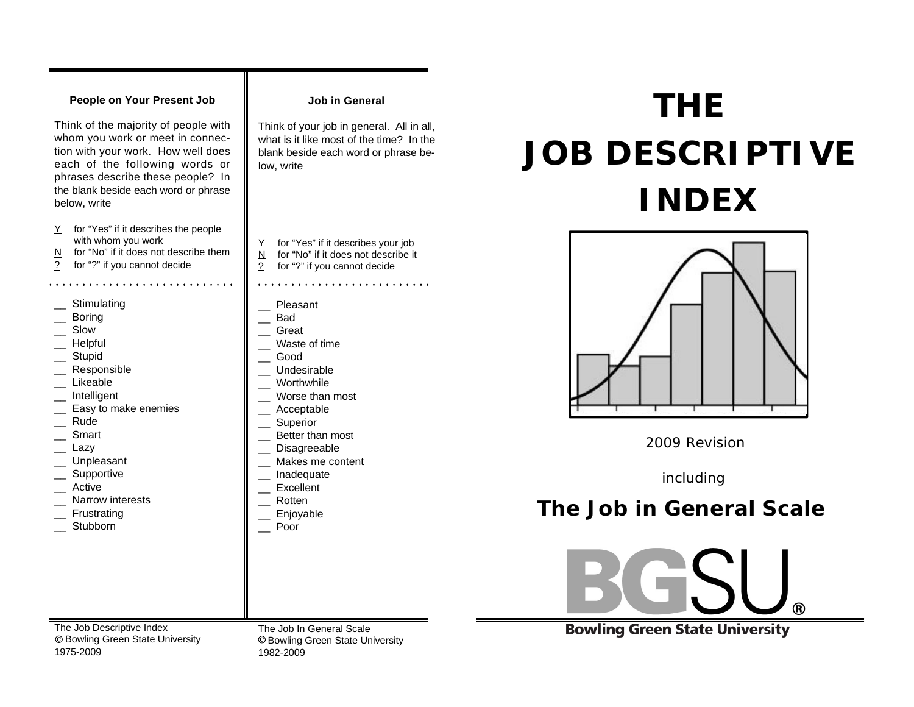### People on Your Present Job

Think of the majority of people with whom you work or meet in connection with your work. How well does each of the following words or phrases describe these people? In the blank beside each word or phrase below, write

- Y for "Yes" if it describes the people with whom you work
- N for "No" if it does not describe them
- ? for "?" if you cannot decide

__ Stimulating
__ Boring
__ Slow
__ Helpful
__ Stupid
__ Responsible
__ Likeable
__ Intelligent
__ Easy to make enemies
__ Rude
__ Smart
__ Lazy
__ Unpleasant
__ Supportive
__ Active
__ Narrow interests
__ Frustrating
__ Stubborn

The Job Descriptive Index
© Bowling Green State University
1975-2009

### Job in General

Think of your job in general. All in all, what is it like most of the time? In the blank beside each word or phrase below, write

- Y for "Yes" if it describes your job
- N for "No" if it does not describe it
- ? for "?" if you cannot decide

__ Pleasant
__ Bad
__ Great
__ Waste of time
__ Good
__ Undesirable
__ Worthwhile
__ Worse than most
__ Acceptable
__ Superior
__ Better than most
__ Disagreeable
__ Makes me content
__ Inadequate
__ Excellent
__ Rotten
__ Enjoyable
__ Poor

The Job In General Scale
© Bowling Green State University
1982-2009

# THE JOB DESCRIPTIVE INDEX

2009 Revision

including

## The Job in General Scale

BGSU®

Bowling Green State University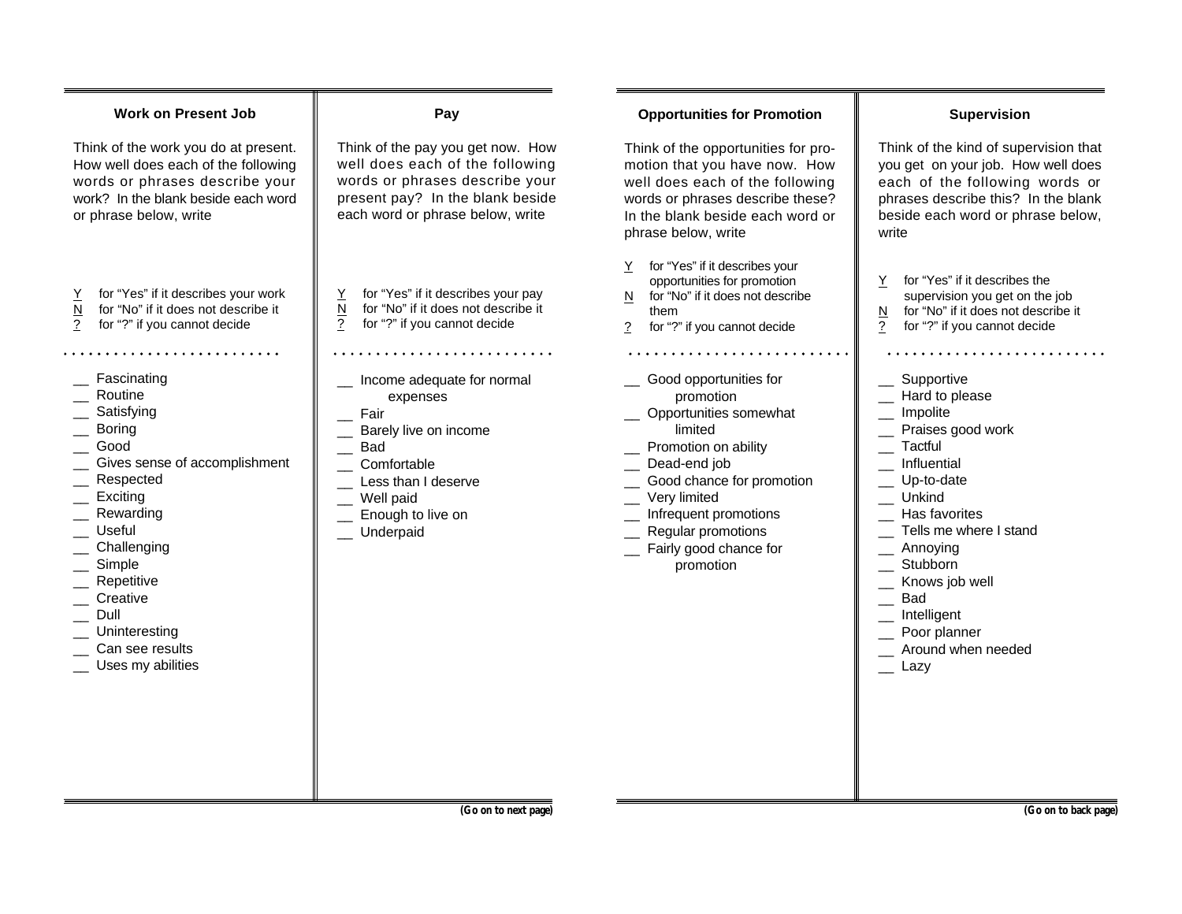## Work on Present Job

Think of the work you do at present. How well does each of the following words or phrases describe your work? In the blank beside each word or phrase below, write

Y for "Yes" if it describes your work
N for "No" if it does not describe it
? for "?" if you cannot decide

- __ Fascinating
- __ Routine
- __ Satisfying
- __ Boring
- __ Good
- __ Gives sense of accomplishment
- __ Respected
- __ Exciting
- __ Rewarding
- __ Useful
- __ Challenging
- __ Simple
- __ Repetitive
- __ Creative
- __ Dull
- __ Uninteresting
- __ Can see results
- __ Uses my abilities

## Pay

Think of the pay you get now. How well does each of the following words or phrases describe your present pay? In the blank beside each word or phrase below, write

Y for "Yes" if it describes your pay
N for "No" if it does not describe it
? for "?" if you cannot decide

- __ Income adequate for normal expenses
- __ Fair
- __ Barely live on income
- __ Bad
- __ Comfortable
- __ Less than I deserve
- __ Well paid
- __ Enough to live on
- __ Underpaid

**(Go on to next page)**

## Opportunities for Promotion

Think of the opportunities for promotion that you have now. How well does each of the following words or phrases describe these? In the blank beside each word or phrase below, write

Y for "Yes" if it describes your opportunities for promotion
N for "No" if it does not describe them
? for "?" if you cannot decide

- __ Good opportunities for promotion
- __ Opportunities somewhat limited
- __ Promotion on ability
- __ Dead-end job
- __ Good chance for promotion
- __ Very limited
- __ Infrequent promotions
- __ Regular promotions
- __ Fairly good chance for promotion

## Supervision

Think of the kind of supervision that you get on your job. How well does each of the following words or phrases describe this? In the blank beside each word or phrase below, write

Y for "Yes" if it describes the supervision you get on the job
N for "No" if it does not describe it
? for "?" if you cannot decide

- __ Supportive
- __ Hard to please
- __ Impolite
- __ Praises good work
- __ Tactful
- __ Influential
- __ Up-to-date
- __ Unkind
- __ Has favorites
- __ Tells me where I stand
- __ Annoying
- __ Stubborn
- __ Knows job well
- __ Bad
- __ Intelligent
- __ Poor planner
- __ Around when needed
- __ Lazy

**(Go on to back page)**